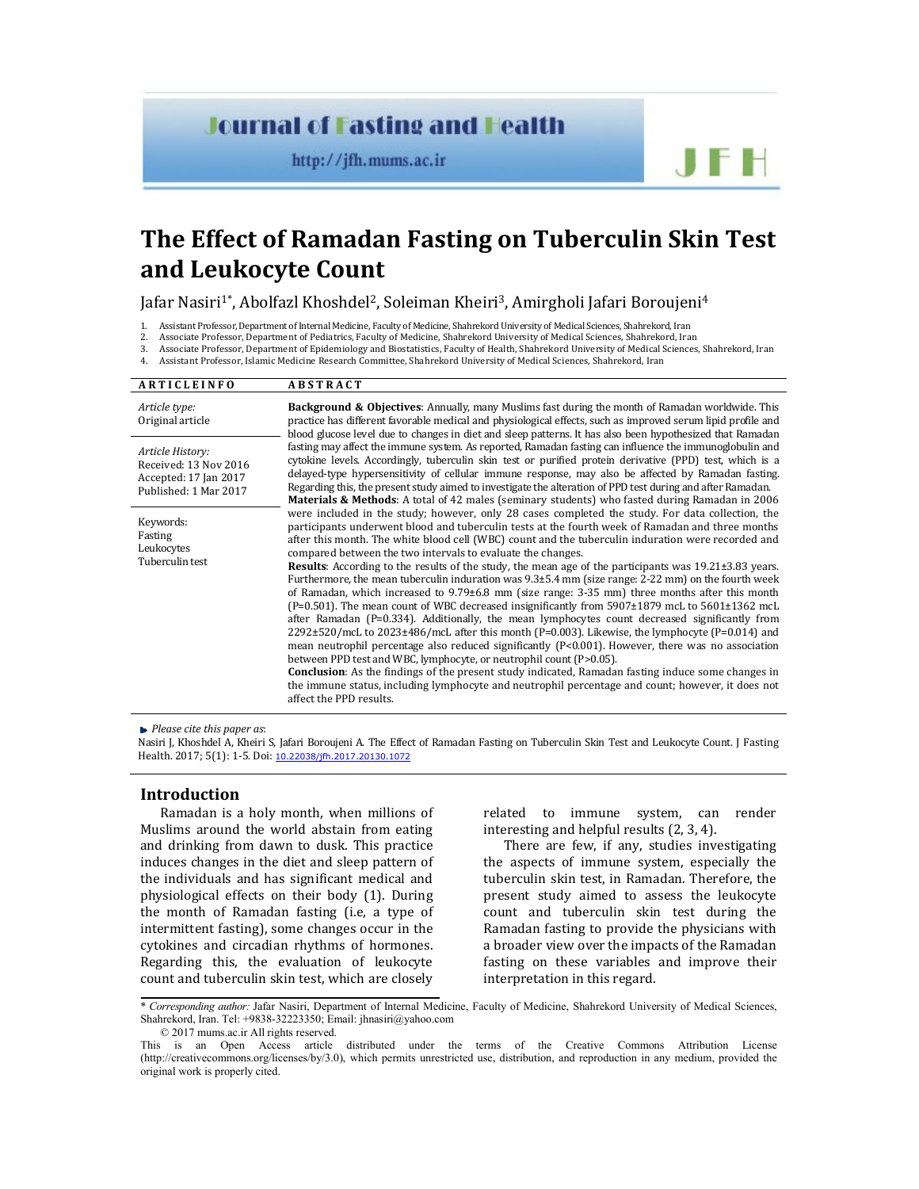# The Effect of Ramadan Fasting on Tuberculin Skin Test and Leukocyte Count

Jafar Nasiri[1*], Abolfazl Khoshdel[2], Soleiman Kheiri[3], Amirgholi Jafari Boroujeni[4]

1. Assistant Professor, Department of Internal Medicine, Faculty of Medicine, Shahrekord University of Medical Sciences, Shahrekord, Iran
2. Associate Professor, Department of Pediatrics, Faculty of Medicine, Shahrekord University of Medical Sciences, Shahrekord, Iran
3. Associate Professor, Department of Epidemiology and Biostatistics, Faculty of Health, Shahrekord University of Medical Sciences, Shahrekord, Iran
4. Assistant Professor, Islamic Medicine Research Committee, Shahrekord University of Medical Sciences, Shahrekord, Iran

**ARTICLE INFO**

*Article type:*
Original article

*Article History:*
Received: 13 Nov 2016
Accepted: 17 Jan 2017
Published: 1 Mar 2017

Keywords:
Fasting
Leukocytes
Tuberculin test

**ABSTRACT**

**Background & Objectives**: Annually, many Muslims fast during the month of Ramadan worldwide. This practice has different favorable medical and physiological effects, such as improved serum lipid profile and blood glucose level due to changes in diet and sleep patterns. It has also been hypothesized that Ramadan fasting may affect the immune system. As reported, Ramadan fasting can influence the immunoglobulin and cytokine levels. Accordingly, tuberculin skin test or purified protein derivative (PPD) test, which is a delayed-type hypersensitivity of cellular immune response, may also be affected by Ramadan fasting. Regarding this, the present study aimed to investigate the alteration of PPD test during and after Ramadan.

**Materials & Methods**: A total of 42 males (seminary students) who fasted during Ramadan in 2006 were included in the study; however, only 28 cases completed the study. For data collection, the participants underwent blood and tuberculin tests at the fourth week of Ramadan and three months after this month. The white blood cell (WBC) count and the tuberculin induration were recorded and compared between the two intervals to evaluate the changes.

**Results**: According to the results of the study, the mean age of the participants was 19.21±3.83 years. Furthermore, the mean tuberculin induration was 9.3±5.4 mm (size range: 2-22 mm) on the fourth week of Ramadan, which increased to 9.79±6.8 mm (size range: 3-35 mm) three months after this month (P=0.501). The mean count of WBC decreased insignificantly from 5907±1879 mcL to 5601±1362 mcL after Ramadan (P=0.334). Additionally, the mean lymphocytes count decreased significantly from 2292±520/mcL to 2023±486/mcL after this month (P=0.003). Likewise, the lymphocyte (P=0.014) and mean neutrophil percentage also reduced significantly (P<0.001). However, there was no association between PPD test and WBC, lymphocyte, or neutrophil count (P>0.05).

**Conclusion**: As the findings of the present study indicated, Ramadan fasting induce some changes in the immune status, including lymphocyte and neutrophil percentage and count; however, it does not affect the PPD results.

*Please cite this paper as*:
Nasiri J, Khoshdel A, Kheiri S, Jafari Boroujeni A. The Effect of Ramadan Fasting on Tuberculin Skin Test and Leukocyte Count. J Fasting Health. 2017; 5(1): 1-5. Doi: 10.22038/jfh.2017.20130.1072

## Introduction

Ramadan is a holy month, when millions of Muslims around the world abstain from eating and drinking from dawn to dusk. This practice induces changes in the diet and sleep pattern of the individuals and has significant medical and physiological effects on their body (1). During the month of Ramadan fasting (i.e, a type of intermittent fasting), some changes occur in the cytokines and circadian rhythms of hormones. Regarding this, the evaluation of leukocyte count and tuberculin skin test, which are closely related to immune system, can render interesting and helpful results (2, 3, 4).

There are few, if any, studies investigating the aspects of immune system, especially the tuberculin skin test, in Ramadan. Therefore, the present study aimed to assess the leukocyte count and tuberculin skin test during the Ramadan fasting to provide the physicians with a broader view over the impacts of the Ramadan fasting on these variables and improve their interpretation in this regard.

\* *Corresponding author:* Jafar Nasiri, Department of Internal Medicine, Faculty of Medicine, Shahrekord University of Medical Sciences, Shahrekord, Iran. Tel: +9838-32223350; Email: jhnasiri@yahoo.com

© 2017 mums.ac.ir All rights reserved.

This is an Open Access article distributed under the terms of the Creative Commons Attribution License (http://creativecommons.org/licenses/by/3.0), which permits unrestricted use, distribution, and reproduction in any medium, provided the original work is properly cited.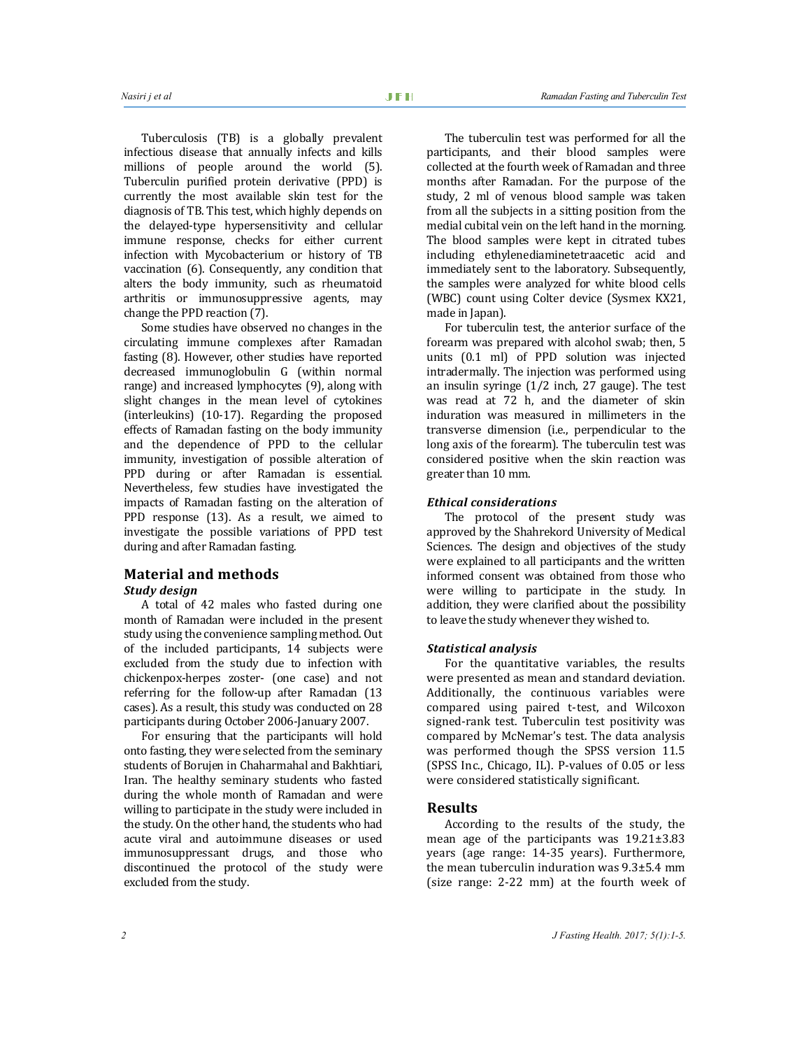Tuberculosis (TB) is a globally prevalent infectious disease that annually infects and kills millions of people around the world (5). Tuberculin purified protein derivative (PPD) is currently the most available skin test for the diagnosis of TB. This test, which highly depends on the delayed-type hypersensitivity and cellular immune response, checks for either current infection with Mycobacterium or history of TB vaccination (6). Consequently, any condition that alters the body immunity, such as rheumatoid arthritis or immunosuppressive agents, may change the PPD reaction (7).

Some studies have observed no changes in the circulating immune complexes after Ramadan fasting (8). However, other studies have reported decreased immunoglobulin G (within normal range) and increased lymphocytes (9), along with slight changes in the mean level of cytokines (interleukins) (10-17). Regarding the proposed effects of Ramadan fasting on the body immunity and the dependence of PPD to the cellular immunity, investigation of possible alteration of PPD during or after Ramadan is essential. Nevertheless, few studies have investigated the impacts of Ramadan fasting on the alteration of PPD response (13). As a result, we aimed to investigate the possible variations of PPD test during and after Ramadan fasting.

## Material and methods

### Study design

A total of 42 males who fasted during one month of Ramadan were included in the present study using the convenience sampling method. Out of the included participants, 14 subjects were excluded from the study due to infection with chickenpox-herpes zoster- (one case) and not referring for the follow-up after Ramadan (13 cases). As a result, this study was conducted on 28 participants during October 2006-January 2007.

For ensuring that the participants will hold onto fasting, they were selected from the seminary students of Borujen in Chaharmahal and Bakhtiari, Iran. The healthy seminary students who fasted during the whole month of Ramadan and were willing to participate in the study were included in the study. On the other hand, the students who had acute viral and autoimmune diseases or used immunosuppressant drugs, and those who discontinued the protocol of the study were excluded from the study.

The tuberculin test was performed for all the participants, and their blood samples were collected at the fourth week of Ramadan and three months after Ramadan. For the purpose of the study, 2 ml of venous blood sample was taken from all the subjects in a sitting position from the medial cubital vein on the left hand in the morning. The blood samples were kept in citrated tubes including ethylenediaminetetraacetic acid and immediately sent to the laboratory. Subsequently, the samples were analyzed for white blood cells (WBC) count using Colter device (Sysmex KX21, made in Japan).

For tuberculin test, the anterior surface of the forearm was prepared with alcohol swab; then, 5 units (0.1 ml) of PPD solution was injected intradermally. The injection was performed using an insulin syringe (1/2 inch, 27 gauge). The test was read at 72 h, and the diameter of skin induration was measured in millimeters in the transverse dimension (i.e., perpendicular to the long axis of the forearm). The tuberculin test was considered positive when the skin reaction was greater than 10 mm.

### Ethical considerations

The protocol of the present study was approved by the Shahrekord University of Medical Sciences. The design and objectives of the study were explained to all participants and the written informed consent was obtained from those who were willing to participate in the study. In addition, they were clarified about the possibility to leave the study whenever they wished to.

### Statistical analysis

For the quantitative variables, the results were presented as mean and standard deviation. Additionally, the continuous variables were compared using paired t-test, and Wilcoxon signed-rank test. Tuberculin test positivity was compared by McNemar's test. The data analysis was performed though the SPSS version 11.5 (SPSS Inc., Chicago, IL). P-values of 0.05 or less were considered statistically significant.

## Results

According to the results of the study, the mean age of the participants was 19.21±3.83 years (age range: 14-35 years). Furthermore, the mean tuberculin induration was 9.3±5.4 mm (size range: 2-22 mm) at the fourth week of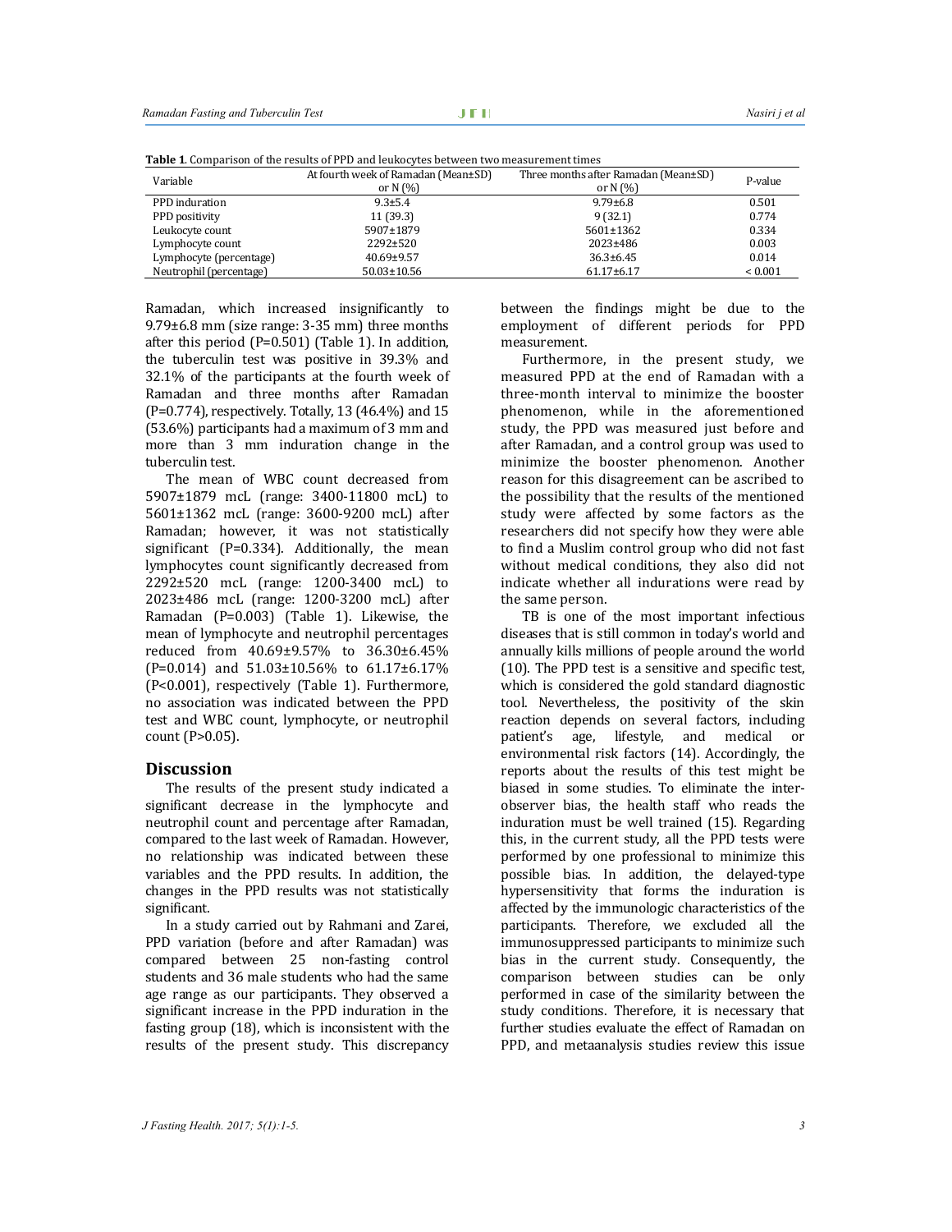**Table 1**. Comparison of the results of PPD and leukocytes between two measurement times

| Variable | At fourth week of Ramadan (Mean±SD) or N (%) | Three months after Ramadan (Mean±SD) or N (%) | P-value |
|---|---|---|---|
| PPD induration | 9.3±5.4 | 9.79±6.8 | 0.501 |
| PPD positivity | 11 (39.3) | 9 (32.1) | 0.774 |
| Leukocyte count | 5907±1879 | 5601±1362 | 0.334 |
| Lymphocyte count | 2292±520 | 2023±486 | 0.003 |
| Lymphocyte (percentage) | 40.69±9.57 | 36.3±6.45 | 0.014 |
| Neutrophil (percentage) | 50.03±10.56 | 61.17±6.17 | < 0.001 |

Ramadan, which increased insignificantly to 9.79±6.8 mm (size range: 3-35 mm) three months after this period (P=0.501) (Table 1). In addition, the tuberculin test was positive in 39.3% and 32.1% of the participants at the fourth week of Ramadan and three months after Ramadan (P=0.774), respectively. Totally, 13 (46.4%) and 15 (53.6%) participants had a maximum of 3 mm and more than 3 mm induration change in the tuberculin test.

The mean of WBC count decreased from 5907±1879 mcL (range: 3400-11800 mcL) to 5601±1362 mcL (range: 3600-9200 mcL) after Ramadan; however, it was not statistically significant (P=0.334). Additionally, the mean lymphocytes count significantly decreased from 2292±520 mcL (range: 1200-3400 mcL) to 2023±486 mcL (range: 1200-3200 mcL) after Ramadan (P=0.003) (Table 1). Likewise, the mean of lymphocyte and neutrophil percentages reduced from 40.69±9.57% to 36.30±6.45% (P=0.014) and 51.03±10.56% to 61.17±6.17% (P<0.001), respectively (Table 1). Furthermore, no association was indicated between the PPD test and WBC count, lymphocyte, or neutrophil count (P>0.05).

## Discussion

The results of the present study indicated a significant decrease in the lymphocyte and neutrophil count and percentage after Ramadan, compared to the last week of Ramadan. However, no relationship was indicated between these variables and the PPD results. In addition, the changes in the PPD results was not statistically significant.

In a study carried out by Rahmani and Zarei, PPD variation (before and after Ramadan) was compared between 25 non-fasting control students and 36 male students who had the same age range as our participants. They observed a significant increase in the PPD induration in the fasting group (18), which is inconsistent with the results of the present study. This discrepancy between the findings might be due to the employment of different periods for PPD measurement.

Furthermore, in the present study, we measured PPD at the end of Ramadan with a three-month interval to minimize the booster phenomenon, while in the aforementioned study, the PPD was measured just before and after Ramadan, and a control group was used to minimize the booster phenomenon. Another reason for this disagreement can be ascribed to the possibility that the results of the mentioned study were affected by some factors as the researchers did not specify how they were able to find a Muslim control group who did not fast without medical conditions, they also did not indicate whether all indurations were read by the same person.

TB is one of the most important infectious diseases that is still common in today's world and annually kills millions of people around the world (10). The PPD test is a sensitive and specific test, which is considered the gold standard diagnostic tool. Nevertheless, the positivity of the skin reaction depends on several factors, including patient's age, lifestyle, and medical or environmental risk factors (14). Accordingly, the reports about the results of this test might be biased in some studies. To eliminate the inter-observer bias, the health staff who reads the induration must be well trained (15). Regarding this, in the current study, all the PPD tests were performed by one professional to minimize this possible bias. In addition, the delayed-type hypersensitivity that forms the induration is affected by the immunologic characteristics of the participants. Therefore, we excluded all the immunosuppressed participants to minimize such bias in the current study. Consequently, the comparison between studies can be only performed in case of the similarity between the study conditions. Therefore, it is necessary that further studies evaluate the effect of Ramadan on PPD, and metaanalysis studies review this issue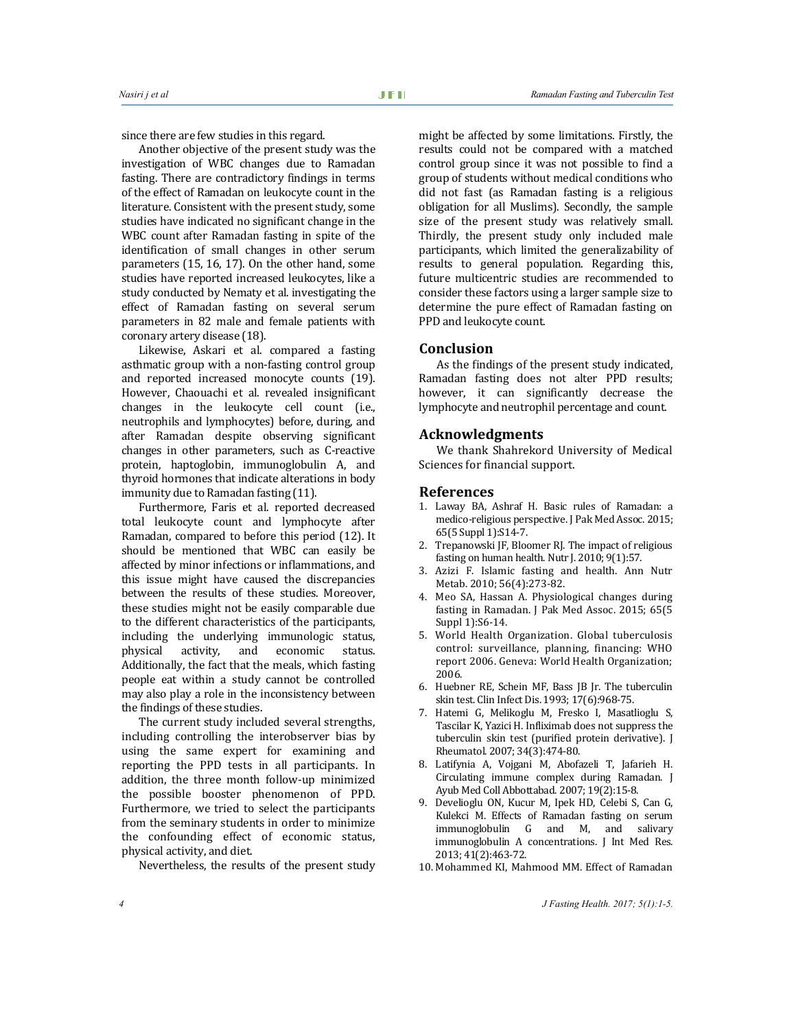since there are few studies in this regard.

Another objective of the present study was the investigation of WBC changes due to Ramadan fasting. There are contradictory findings in terms of the effect of Ramadan on leukocyte count in the literature. Consistent with the present study, some studies have indicated no significant change in the WBC count after Ramadan fasting in spite of the identification of small changes in other serum parameters (15, 16, 17). On the other hand, some studies have reported increased leukocytes, like a study conducted by Nematy et al. investigating the effect of Ramadan fasting on several serum parameters in 82 male and female patients with coronary artery disease (18).

Likewise, Askari et al. compared a fasting asthmatic group with a non-fasting control group and reported increased monocyte counts (19). However, Chaouachi et al. revealed insignificant changes in the leukocyte cell count (i.e., neutrophils and lymphocytes) before, during, and after Ramadan despite observing significant changes in other parameters, such as C-reactive protein, haptoglobin, immunoglobulin A, and thyroid hormones that indicate alterations in body immunity due to Ramadan fasting (11).

Furthermore, Faris et al. reported decreased total leukocyte count and lymphocyte after Ramadan, compared to before this period (12). It should be mentioned that WBC can easily be affected by minor infections or inflammations, and this issue might have caused the discrepancies between the results of these studies. Moreover, these studies might not be easily comparable due to the different characteristics of the participants, including the underlying immunologic status, physical activity, and economic status. Additionally, the fact that the meals, which fasting people eat within a study cannot be controlled may also play a role in the inconsistency between the findings of these studies.

The current study included several strengths, including controlling the interobserver bias by using the same expert for examining and reporting the PPD tests in all participants. In addition, the three month follow-up minimized the possible booster phenomenon of PPD. Furthermore, we tried to select the participants from the seminary students in order to minimize the confounding effect of economic status, physical activity, and diet.

Nevertheless, the results of the present study might be affected by some limitations. Firstly, the results could not be compared with a matched control group since it was not possible to find a group of students without medical conditions who did not fast (as Ramadan fasting is a religious obligation for all Muslims). Secondly, the sample size of the present study was relatively small. Thirdly, the present study only included male participants, which limited the generalizability of results to general population. Regarding this, future multicentric studies are recommended to consider these factors using a larger sample size to determine the pure effect of Ramadan fasting on PPD and leukocyte count.

## Conclusion

As the findings of the present study indicated, Ramadan fasting does not alter PPD results; however, it can significantly decrease the lymphocyte and neutrophil percentage and count.

## Acknowledgments

We thank Shahrekord University of Medical Sciences for financial support.

## References

1. Laway BA, Ashraf H. Basic rules of Ramadan: a medico-religious perspective. J Pak Med Assoc. 2015; 65(5 Suppl 1):S14-7.
2. Trepanowski JF, Bloomer RJ. The impact of religious fasting on human health. Nutr J. 2010; 9(1):57.
3. Azizi F. Islamic fasting and health. Ann Nutr Metab. 2010; 56(4):273-82.
4. Meo SA, Hassan A. Physiological changes during fasting in Ramadan. J Pak Med Assoc. 2015; 65(5 Suppl 1):S6-14.
5. World Health Organization. Global tuberculosis control: surveillance, planning, financing: WHO report 2006. Geneva: World Health Organization; 2006.
6. Huebner RE, Schein MF, Bass JB Jr. The tuberculin skin test. Clin Infect Dis. 1993; 17(6):968-75.
7. Hatemi G, Melikoglu M, Fresko I, Masatlioglu S, Tascilar K, Yazici H. Infliximab does not suppress the tuberculin skin test (purified protein derivative). J Rheumatol. 2007; 34(3):474-80.
8. Latifynia A, Vojgani M, Abofazeli T, Jafarieh H. Circulating immune complex during Ramadan. J Ayub Med Coll Abbottabad. 2007; 19(2):15-8.
9. Develioglu ON, Kucur M, Ipek HD, Celebi S, Can G, Kulekci M. Effects of Ramadan fasting on serum immunoglobulin G and M, and salivary immunoglobulin A concentrations. J Int Med Res. 2013; 41(2):463-72.
10. Mohammed KI, Mahmood MM. Effect of Ramadan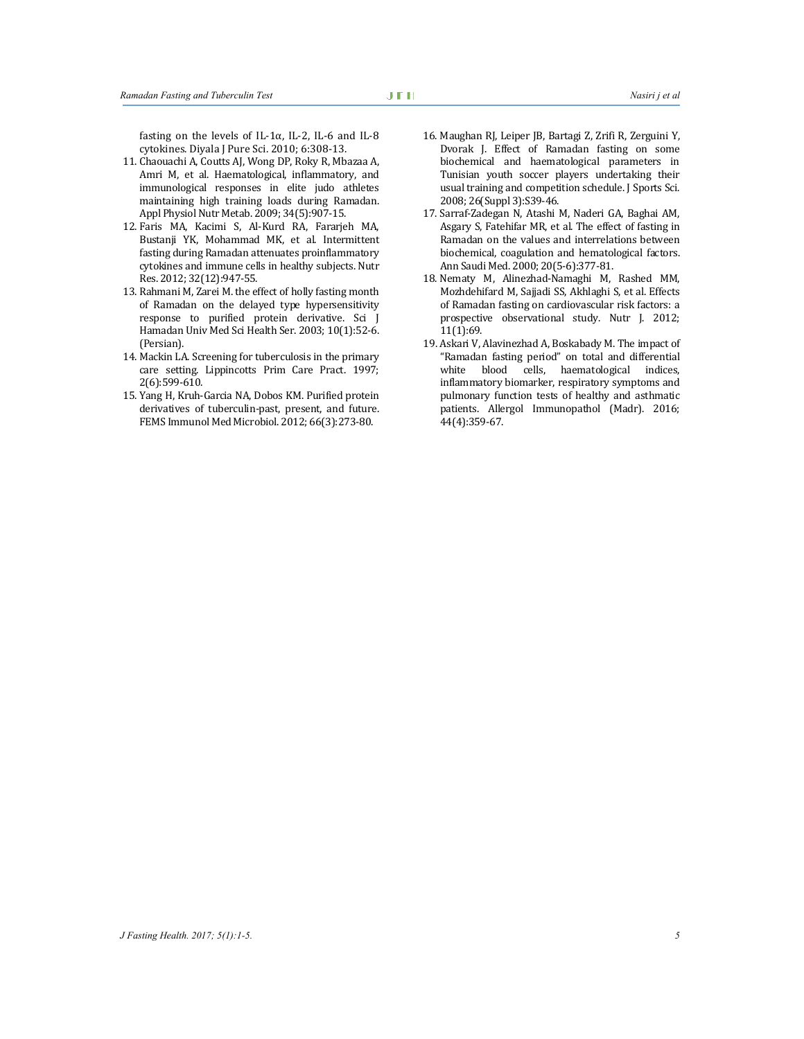fasting on the levels of IL-1α, IL-2, IL-6 and IL-8 cytokines. Diyala J Pure Sci. 2010; 6:308-13.

11. Chaouachi A, Coutts AJ, Wong DP, Roky R, Mbazaa A, Amri M, et al. Haematological, inflammatory, and immunological responses in elite judo athletes maintaining high training loads during Ramadan. Appl Physiol Nutr Metab. 2009; 34(5):907-15.
12. Faris MA, Kacimi S, Al-Kurd RA, Fararjeh MA, Bustanji YK, Mohammad MK, et al. Intermittent fasting during Ramadan attenuates proinflammatory cytokines and immune cells in healthy subjects. Nutr Res. 2012; 32(12):947-55.
13. Rahmani M, Zarei M. the effect of holly fasting month of Ramadan on the delayed type hypersensitivity response to purified protein derivative. Sci J Hamadan Univ Med Sci Health Ser. 2003; 10(1):52-6. (Persian).
14. Mackin LA. Screening for tuberculosis in the primary care setting. Lippincotts Prim Care Pract. 1997; 2(6):599-610.
15. Yang H, Kruh-Garcia NA, Dobos KM. Purified protein derivatives of tuberculin-past, present, and future. FEMS Immunol Med Microbiol. 2012; 66(3):273-80.
16. Maughan RJ, Leiper JB, Bartagi Z, Zrifi R, Zerguini Y, Dvorak J. Effect of Ramadan fasting on some biochemical and haematological parameters in Tunisian youth soccer players undertaking their usual training and competition schedule. J Sports Sci. 2008; 26(Suppl 3):S39-46.
17. Sarraf-Zadegan N, Atashi M, Naderi GA, Baghai AM, Asgary S, Fatehifar MR, et al. The effect of fasting in Ramadan on the values and interrelations between biochemical, coagulation and hematological factors. Ann Saudi Med. 2000; 20(5-6):377-81.
18. Nematy M, Alinezhad-Namaghi M, Rashed MM, Mozhdehifard M, Sajjadi SS, Akhlaghi S, et al. Effects of Ramadan fasting on cardiovascular risk factors: a prospective observational study. Nutr J. 2012; 11(1):69.
19. Askari V, Alavinezhad A, Boskabady M. The impact of "Ramadan fasting period" on total and differential white blood cells, haematological indices, inflammatory biomarker, respiratory symptoms and pulmonary function tests of healthy and asthmatic patients. Allergol Immunopathol (Madr). 2016; 44(4):359-67.